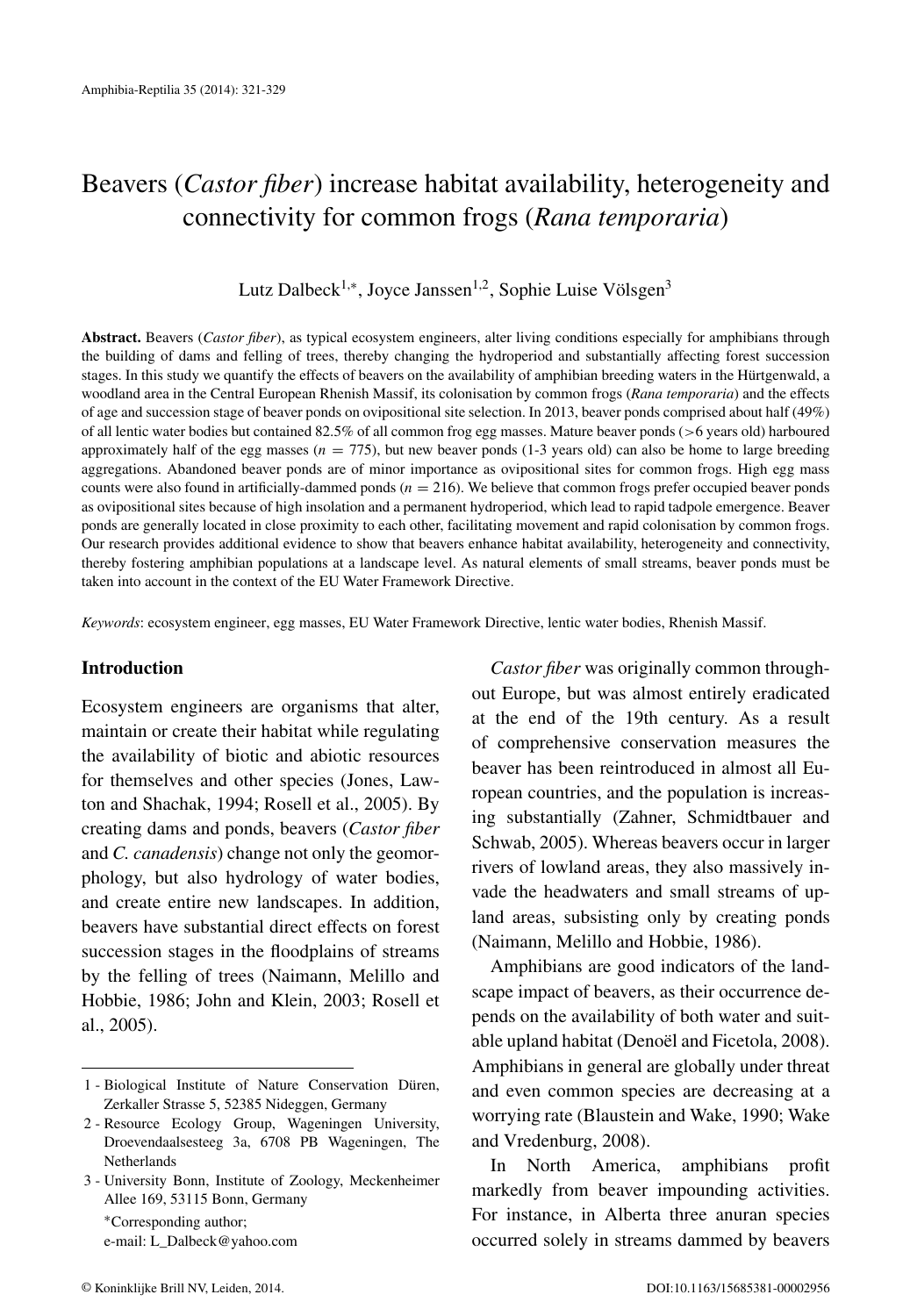# Beavers (*Castor fiber*) increase habitat availability, heterogeneity and connectivity for common frogs (*Rana temporaria*)

Lutz Dalbeck[1,*], Joyce Janssen[1,2], Sophie Luise Völsgen[3]

**Abstract.** Beavers (*Castor fiber*), as typical ecosystem engineers, alter living conditions especially for amphibians through the building of dams and felling of trees, thereby changing the hydroperiod and substantially affecting forest succession stages. In this study we quantify the effects of beavers on the availability of amphibian breeding waters in the Hürtgenwald, a woodland area in the Central European Rhenish Massif, its colonisation by common frogs (*Rana temporaria*) and the effects of age and succession stage of beaver ponds on ovipositional site selection. In 2013, beaver ponds comprised about half (49%) of all lentic water bodies but contained 82.5% of all common frog egg masses. Mature beaver ponds (>6 years old) harboured approximately half of the egg masses ($n = 775$), but new beaver ponds (1-3 years old) can also be home to large breeding aggregations. Abandoned beaver ponds are of minor importance as ovipositional sites for common frogs. High egg mass counts were also found in artificially-dammed ponds ($n = 216$). We believe that common frogs prefer occupied beaver ponds as ovipositional sites because of high insolation and a permanent hydroperiod, which lead to rapid tadpole emergence. Beaver ponds are generally located in close proximity to each other, facilitating movement and rapid colonisation by common frogs. Our research provides additional evidence to show that beavers enhance habitat availability, heterogeneity and connectivity, thereby fostering amphibian populations at a landscape level. As natural elements of small streams, beaver ponds must be taken into account in the context of the EU Water Framework Directive.

*Keywords*: ecosystem engineer, egg masses, EU Water Framework Directive, lentic water bodies, Rhenish Massif.

## Introduction

Ecosystem engineers are organisms that alter, maintain or create their habitat while regulating the availability of biotic and abiotic resources for themselves and other species (Jones, Lawton and Shachak, 1994; Rosell et al., 2005). By creating dams and ponds, beavers (*Castor fiber* and *C. canadensis*) change not only the geomorphology, but also hydrology of water bodies, and create entire new landscapes. In addition, beavers have substantial direct effects on forest succession stages in the floodplains of streams by the felling of trees (Naimann, Melillo and Hobbie, 1986; John and Klein, 2003; Rosell et al., 2005).

*Castor fiber* was originally common throughout Europe, but was almost entirely eradicated at the end of the 19th century. As a result of comprehensive conservation measures the beaver has been reintroduced in almost all European countries, and the population is increasing substantially (Zahner, Schmidtbauer and Schwab, 2005). Whereas beavers occur in larger rivers of lowland areas, they also massively invade the headwaters and small streams of upland areas, subsisting only by creating ponds (Naimann, Melillo and Hobbie, 1986).

Amphibians are good indicators of the landscape impact of beavers, as their occurrence depends on the availability of both water and suitable upland habitat (Denoël and Ficetola, 2008). Amphibians in general are globally under threat and even common species are decreasing at a worrying rate (Blaustein and Wake, 1990; Wake and Vredenburg, 2008).

In North America, amphibians profit markedly from beaver impounding activities. For instance, in Alberta three anuran species occurred solely in streams dammed by beavers

1 - Biological Institute of Nature Conservation Düren, Zerkaller Strasse 5, 52385 Nideggen, Germany

2 - Resource Ecology Group, Wageningen University, Droevendaalsesteeg 3a, 6708 PB Wageningen, The Netherlands

3 - University Bonn, Institute of Zoology, Meckenheimer Allee 169, 53115 Bonn, Germany

*Corresponding author; e-mail: L_Dalbeck@yahoo.com

© Koninklijke Brill NV, Leiden, 2014. DOI:10.1163/15685381-00002956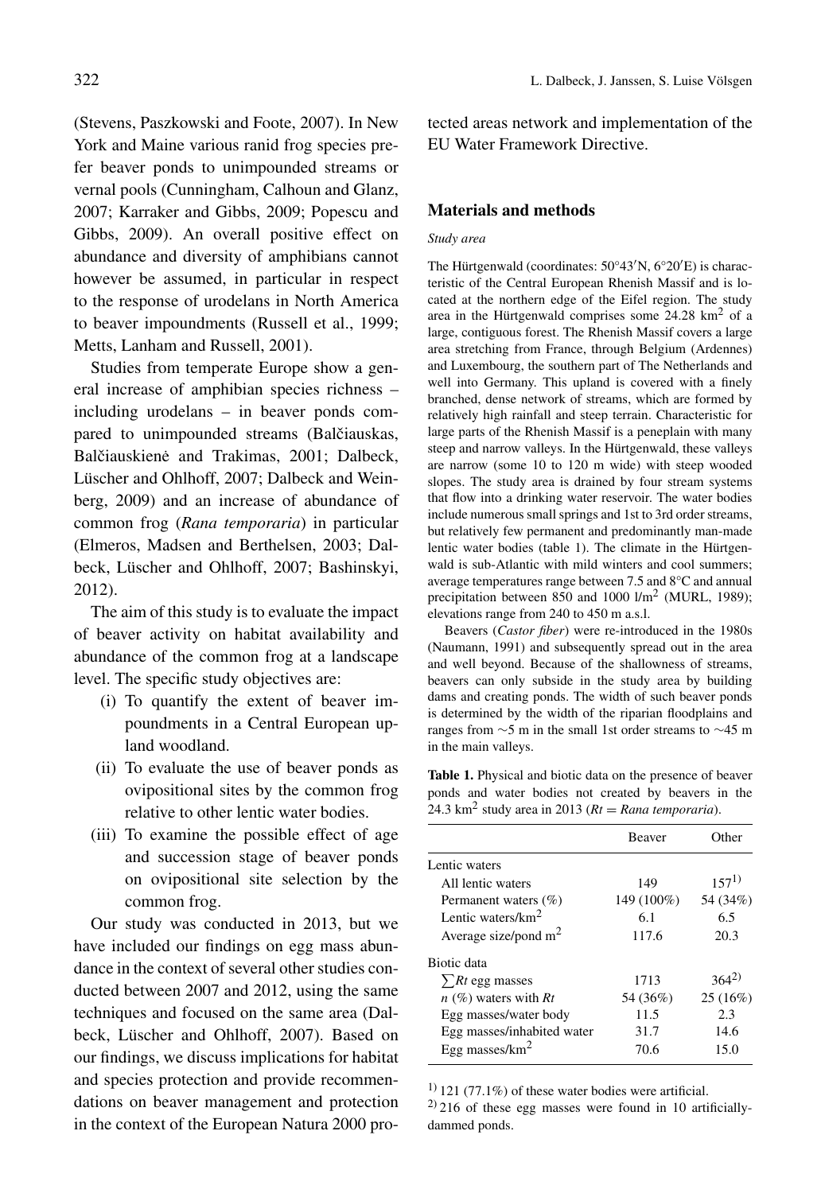(Stevens, Paszkowski and Foote, 2007). In New York and Maine various ranid frog species prefer beaver ponds to unimpounded streams or vernal pools (Cunningham, Calhoun and Glanz, 2007; Karraker and Gibbs, 2009; Popescu and Gibbs, 2009). An overall positive effect on abundance and diversity of amphibians cannot however be assumed, in particular in respect to the response of urodelans in North America to beaver impoundments (Russell et al., 1999; Metts, Lanham and Russell, 2001).

Studies from temperate Europe show a general increase of amphibian species richness – including urodelans – in beaver ponds compared to unimpounded streams (Balčiauskas, Balčiauskienė and Trakimas, 2001; Dalbeck, Lüscher and Ohlhoff, 2007; Dalbeck and Weinberg, 2009) and an increase of abundance of common frog (*Rana temporaria*) in particular (Elmeros, Madsen and Berthelsen, 2003; Dalbeck, Lüscher and Ohlhoff, 2007; Bashinskyi, 2012).

The aim of this study is to evaluate the impact of beaver activity on habitat availability and abundance of the common frog at a landscape level. The specific study objectives are:

(i) To quantify the extent of beaver impoundments in a Central European upland woodland.
(ii) To evaluate the use of beaver ponds as ovipositional sites by the common frog relative to other lentic water bodies.
(iii) To examine the possible effect of age and succession stage of beaver ponds on ovipositional site selection by the common frog.

Our study was conducted in 2013, but we have included our findings on egg mass abundance in the context of several other studies conducted between 2007 and 2012, using the same techniques and focused on the same area (Dalbeck, Lüscher and Ohlhoff, 2007). Based on our findings, we discuss implications for habitat and species protection and provide recommendations on beaver management and protection in the context of the European Natura 2000 protected areas network and implementation of the EU Water Framework Directive.

## Materials and methods

*Study area*

The Hürtgenwald (coordinates: 50°43′N, 6°20′E) is characteristic of the Central European Rhenish Massif and is located at the northern edge of the Eifel region. The study area in the Hürtgenwald comprises some 24.28 km$^2$ of a large, contiguous forest. The Rhenish Massif covers a large area stretching from France, through Belgium (Ardennes) and Luxembourg, the southern part of The Netherlands and well into Germany. This upland is covered with a finely branched, dense network of streams, which are formed by relatively high rainfall and steep terrain. Characteristic for large parts of the Rhenish Massif is a peneplain with many steep and narrow valleys. In the Hürtgenwald, these valleys are narrow (some 10 to 120 m wide) with steep wooded slopes. The study area is drained by four stream systems that flow into a drinking water reservoir. The water bodies include numerous small springs and 1st to 3rd order streams, but relatively few permanent and predominantly man-made lentic water bodies (table 1). The climate in the Hürtgenwald is sub-Atlantic with mild winters and cool summers; average temperatures range between 7.5 and 8°C and annual precipitation between 850 and 1000 l/m$^2$ (MURL, 1989); elevations range from 240 to 450 m a.s.l.

Beavers (*Castor fiber*) were re-introduced in the 1980s (Naumann, 1991) and subsequently spread out in the area and well beyond. Because of the shallowness of streams, beavers can only subside in the study area by building dams and creating ponds. The width of such beaver ponds is determined by the width of the riparian floodplains and ranges from ∼5 m in the small 1st order streams to ∼45 m in the main valleys.

**Table 1.** Physical and biotic data on the presence of beaver ponds and water bodies not created by beavers in the 24.3 km$^2$ study area in 2013 (*Rt* = *Rana temporaria*).

| | Beaver | Other |
|---|---|---|
| Lentic waters | | |
| All lentic waters | 149 | 157[1)] |
| Permanent waters (%) | 149 (100%) | 54 (34%) |
| Lentic waters/km$^2$ | 6.1 | 6.5 |
| Average size/pond m$^2$ | 117.6 | 20.3 |
| Biotic data | | |
| $\sum Rt$ egg masses | 1713 | 364[2)] |
| *n* (%) waters with *Rt* | 54 (36%) | 25 (16%) |
| Egg masses/water body | 11.5 | 2.3 |
| Egg masses/inhabited water | 31.7 | 14.6 |
| Egg masses/km$^2$ | 70.6 | 15.0 |

[1)] 121 (77.1%) of these water bodies were artificial.
[2)] 216 of these egg masses were found in 10 artificially-dammed ponds.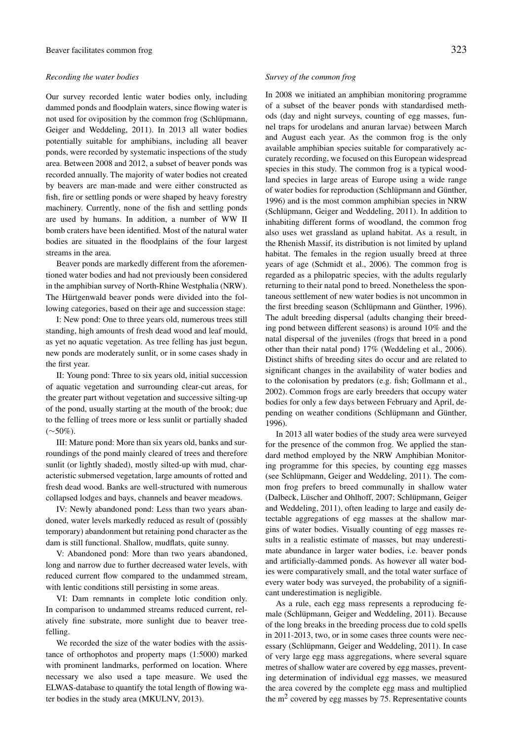*Recording the water bodies*

Our survey recorded lentic water bodies only, including dammed ponds and floodplain waters, since flowing water is not used for oviposition by the common frog (Schlüpmann, Geiger and Weddeling, 2011). In 2013 all water bodies potentially suitable for amphibians, including all beaver ponds, were recorded by systematic inspections of the study area. Between 2008 and 2012, a subset of beaver ponds was recorded annually. The majority of water bodies not created by beavers are man-made and were either constructed as fish, fire or settling ponds or were shaped by heavy forestry machinery. Currently, none of the fish and settling ponds are used by humans. In addition, a number of WW II bomb craters have been identified. Most of the natural water bodies are situated in the floodplains of the four largest streams in the area.

Beaver ponds are markedly different from the aforementioned water bodies and had not previously been considered in the amphibian survey of North-Rhine Westphalia (NRW). The Hürtgenwald beaver ponds were divided into the following categories, based on their age and succession stage:

I: New pond: One to three years old, numerous trees still standing, high amounts of fresh dead wood and leaf mould, as yet no aquatic vegetation. As tree felling has just begun, new ponds are moderately sunlit, or in some cases shady in the first year.

II: Young pond: Three to six years old, initial succession of aquatic vegetation and surrounding clear-cut areas, for the greater part without vegetation and successive silting-up of the pond, usually starting at the mouth of the brook; due to the felling of trees more or less sunlit or partially shaded (~50%).

III: Mature pond: More than six years old, banks and surroundings of the pond mainly cleared of trees and therefore sunlit (or lightly shaded), mostly silted-up with mud, characteristic submersed vegetation, large amounts of rotted and fresh dead wood. Banks are well-structured with numerous collapsed lodges and bays, channels and beaver meadows.

IV: Newly abandoned pond: Less than two years abandoned, water levels markedly reduced as result of (possibly temporary) abandonment but retaining pond character as the dam is still functional. Shallow, mudflats, quite sunny.

V: Abandoned pond: More than two years abandoned, long and narrow due to further decreased water levels, with reduced current flow compared to the undammed stream, with lentic conditions still persisting in some areas.

VI: Dam remnants in complete lotic condition only. In comparison to undammed streams reduced current, relatively fine substrate, more sunlight due to beaver tree-felling.

We recorded the size of the water bodies with the assistance of orthophotos and property maps (1:5000) marked with prominent landmarks, performed on location. Where necessary we also used a tape measure. We used the ELWAS-database to quantify the total length of flowing water bodies in the study area (MKULNV, 2013).

*Survey of the common frog*

In 2008 we initiated an amphibian monitoring programme of a subset of the beaver ponds with standardised methods (day and night surveys, counting of egg masses, funnel traps for urodelans and anuran larvae) between March and August each year. As the common frog is the only available amphibian species suitable for comparatively accurately recording, we focused on this European widespread species in this study. The common frog is a typical woodland species in large areas of Europe using a wide range of water bodies for reproduction (Schlüpmann and Günther, 1996) and is the most common amphibian species in NRW (Schlüpmann, Geiger and Weddeling, 2011). In addition to inhabiting different forms of woodland, the common frog also uses wet grassland as upland habitat. As a result, in the Rhenish Massif, its distribution is not limited by upland habitat. The females in the region usually breed at three years of age (Schmidt et al., 2006). The common frog is regarded as a philopatric species, with the adults regularly returning to their natal pond to breed. Nonetheless the spontaneous settlement of new water bodies is not uncommon in the first breeding season (Schlüpmann and Günther, 1996). The adult breeding dispersal (adults changing their breeding pond between different seasons) is around 10% and the natal dispersal of the juveniles (frogs that breed in a pond other than their natal pond) 17% (Weddeling et al., 2006). Distinct shifts of breeding sites do occur and are related to significant changes in the availability of water bodies and to the colonisation by predators (e.g. fish; Gollmann et al., 2002). Common frogs are early breeders that occupy water bodies for only a few days between February and April, depending on weather conditions (Schlüpmann and Günther, 1996).

In 2013 all water bodies of the study area were surveyed for the presence of the common frog. We applied the standard method employed by the NRW Amphibian Monitoring programme for this species, by counting egg masses (see Schlüpmann, Geiger and Weddeling, 2011). The common frog prefers to breed communally in shallow water (Dalbeck, Lüscher and Ohlhoff, 2007; Schlüpmann, Geiger and Weddeling, 2011), often leading to large and easily detectable aggregations of egg masses at the shallow margins of water bodies. Visually counting of egg masses results in a realistic estimate of masses, but may underestimate abundance in larger water bodies, i.e. beaver ponds and artificially-dammed ponds. As however all water bodies were comparatively small, and the total water surface of every water body was surveyed, the probability of a significant underestimation is negligible.

As a rule, each egg mass represents a reproducing female (Schlüpmann, Geiger and Weddeling, 2011). Because of the long breaks in the breeding process due to cold spells in 2011-2013, two, or in some cases three counts were necessary (Schlüpmann, Geiger and Weddeling, 2011). In case of very large egg mass aggregations, where several square metres of shallow water are covered by egg masses, preventing determination of individual egg masses, we measured the area covered by the complete egg mass and multiplied the $m^2$ covered by egg masses by 75. Representative counts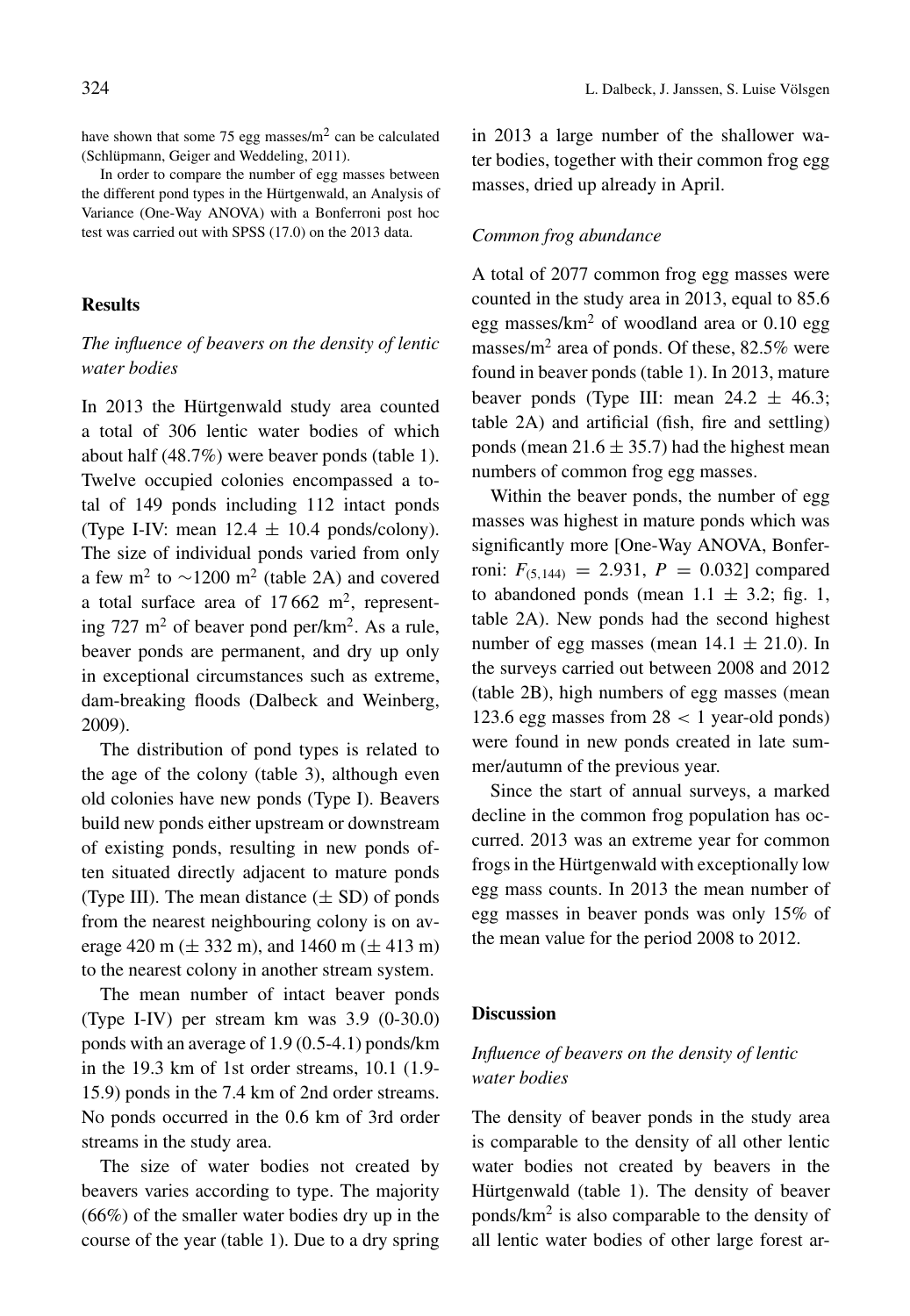have shown that some 75 egg masses/m$^2$ can be calculated (Schlüpmann, Geiger and Weddeling, 2011).

In order to compare the number of egg masses between the different pond types in the Hürtgenwald, an Analysis of Variance (One-Way ANOVA) with a Bonferroni post hoc test was carried out with SPSS (17.0) on the 2013 data.

## Results

### *The influence of beavers on the density of lentic water bodies*

In 2013 the Hürtgenwald study area counted a total of 306 lentic water bodies of which about half (48.7%) were beaver ponds (table 1). Twelve occupied colonies encompassed a total of 149 ponds including 112 intact ponds (Type I-IV: mean 12.4 ± 10.4 ponds/colony). The size of individual ponds varied from only a few m$^2$ to ~1200 m$^2$ (table 2A) and covered a total surface area of 17 662 m$^2$, representing 727 m$^2$ of beaver pond per/km$^2$. As a rule, beaver ponds are permanent, and dry up only in exceptional circumstances such as extreme, dam-breaking floods (Dalbeck and Weinberg, 2009).

The distribution of pond types is related to the age of the colony (table 3), although even old colonies have new ponds (Type I). Beavers build new ponds either upstream or downstream of existing ponds, resulting in new ponds often situated directly adjacent to mature ponds (Type III). The mean distance (± SD) of ponds from the nearest neighbouring colony is on average 420 m (± 332 m), and 1460 m (± 413 m) to the nearest colony in another stream system.

The mean number of intact beaver ponds (Type I-IV) per stream km was 3.9 (0-30.0) ponds with an average of 1.9 (0.5-4.1) ponds/km in the 19.3 km of 1st order streams, 10.1 (1.9-15.9) ponds in the 7.4 km of 2nd order streams. No ponds occurred in the 0.6 km of 3rd order streams in the study area.

The size of water bodies not created by beavers varies according to type. The majority (66%) of the smaller water bodies dry up in the course of the year (table 1). Due to a dry spring in 2013 a large number of the shallower water bodies, together with their common frog egg masses, dried up already in April.

### *Common frog abundance*

A total of 2077 common frog egg masses were counted in the study area in 2013, equal to 85.6 egg masses/km$^2$ of woodland area or 0.10 egg masses/m$^2$ area of ponds. Of these, 82.5% were found in beaver ponds (table 1). In 2013, mature beaver ponds (Type III: mean 24.2 ± 46.3; table 2A) and artificial (fish, fire and settling) ponds (mean 21.6 ± 35.7) had the highest mean numbers of common frog egg masses.

Within the beaver ponds, the number of egg masses was highest in mature ponds which was significantly more [One-Way ANOVA, Bonferroni: $F_{(5,144)} = 2.931$, $P = 0.032$] compared to abandoned ponds (mean 1.1 ± 3.2; fig. 1, table 2A). New ponds had the second highest number of egg masses (mean 14.1 ± 21.0). In the surveys carried out between 2008 and 2012 (table 2B), high numbers of egg masses (mean 123.6 egg masses from 28 < 1 year-old ponds) were found in new ponds created in late summer/autumn of the previous year.

Since the start of annual surveys, a marked decline in the common frog population has occurred. 2013 was an extreme year for common frogs in the Hürtgenwald with exceptionally low egg mass counts. In 2013 the mean number of egg masses in beaver ponds was only 15% of the mean value for the period 2008 to 2012.

## Discussion

### *Influence of beavers on the density of lentic water bodies*

The density of beaver ponds in the study area is comparable to the density of all other lentic water bodies not created by beavers in the Hürtgenwald (table 1). The density of beaver ponds/km$^2$ is also comparable to the density of all lentic water bodies of other large forest ar-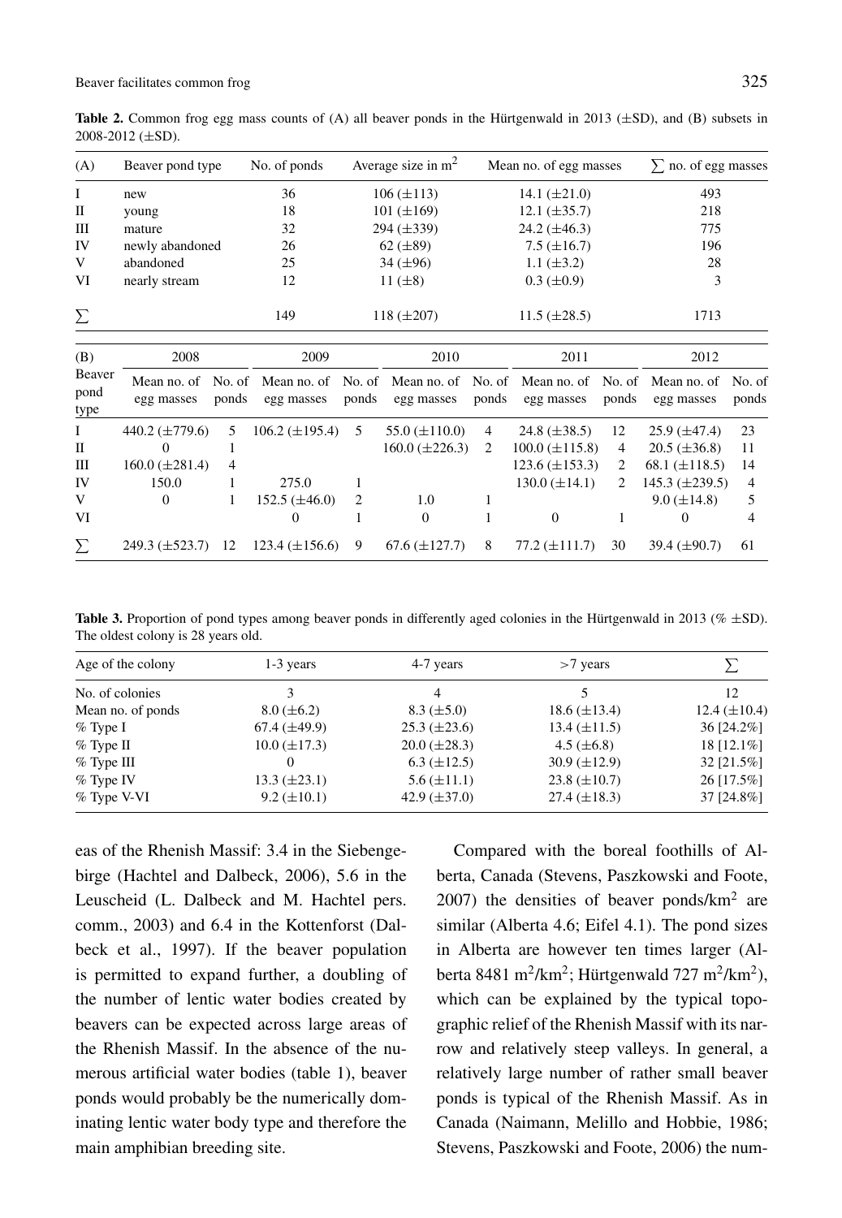**Table 2.** Common frog egg mass counts of (A) all beaver ponds in the Hürtgenwald in 2013 (±SD), and (B) subsets in 2008-2012 (±SD).

| (A) | Beaver pond type | No. of ponds | Average size in m$^2$ | Mean no. of egg masses | ∑ no. of egg masses |
|---|---|---|---|---|---|
| I | new | 36 | 106 (±113) | 14.1 (±21.0) | 493 |
| II | young | 18 | 101 (±169) | 12.1 (±35.7) | 218 |
| III | mature | 32 | 294 (±339) | 24.2 (±46.3) | 775 |
| IV | newly abandoned | 26 | 62 (±89) | 7.5 (±16.7) | 196 |
| V | abandoned | 25 | 34 (±96) | 1.1 (±3.2) | 28 |
| VI | nearly stream | 12 | 11 (±8) | 0.3 (±0.9) | 3 |
| ∑ | | 149 | 118 (±207) | 11.5 (±28.5) | 1713 |

| (B) | 2008 | | 2009 | | 2010 | | 2011 | | 2012 | |
|---|---|---|---|---|---|---|---|---|---|---|
| Beaver pond type | Mean no. of egg masses | No. of ponds | Mean no. of egg masses | No. of ponds | Mean no. of egg masses | No. of ponds | Mean no. of egg masses | No. of ponds | Mean no. of egg masses | No. of ponds |
| I | 440.2 (±779.6) | 5 | 106.2 (±195.4) | 5 | 55.0 (±110.0) | 4 | 24.8 (±38.5) | 12 | 25.9 (±47.4) | 23 |
| II | 0 | 1 | | | 160.0 (±226.3) | 2 | 100.0 (±115.8) | 4 | 20.5 (±36.8) | 11 |
| III | 160.0 (±281.4) | 4 | | | | | 123.6 (±153.3) | 2 | 68.1 (±118.5) | 14 |
| IV | 150.0 | 1 | 275.0 | 1 | | | 130.0 (±14.1) | 2 | 145.3 (±239.5) | 4 |
| V | 0 | 1 | 152.5 (±46.0) | 2 | 1.0 | 1 | | | 9.0 (±14.8) | 5 |
| VI | | | 0 | 1 | 0 | 1 | 0 | 1 | 0 | 4 |
| ∑ | 249.3 (±523.7) | 12 | 123.4 (±156.6) | 9 | 67.6 (±127.7) | 8 | 77.2 (±111.7) | 30 | 39.4 (±90.7) | 61 |

**Table 3.** Proportion of pond types among beaver ponds in differently aged colonies in the Hürtgenwald in 2013 (% ±SD). The oldest colony is 28 years old.

| Age of the colony | 1-3 years | 4-7 years | >7 years | ∑ |
|---|---|---|---|---|
| No. of colonies | 3 | 4 | 5 | 12 |
| Mean no. of ponds | 8.0 (±6.2) | 8.3 (±5.0) | 18.6 (±13.4) | 12.4 (±10.4) |
| % Type I | 67.4 (±49.9) | 25.3 (±23.6) | 13.4 (±11.5) | 36 [24.2%] |
| % Type II | 10.0 (±17.3) | 20.0 (±28.3) | 4.5 (±6.8) | 18 [12.1%] |
| % Type III | 0 | 6.3 (±12.5) | 30.9 (±12.9) | 32 [21.5%] |
| % Type IV | 13.3 (±23.1) | 5.6 (±11.1) | 23.8 (±10.7) | 26 [17.5%] |
| % Type V-VI | 9.2 (±10.1) | 42.9 (±37.0) | 27.4 (±18.3) | 37 [24.8%] |

eas of the Rhenish Massif: 3.4 in the Siebengebirge (Hachtel and Dalbeck, 2006), 5.6 in the Leuscheid (L. Dalbeck and M. Hachtel pers. comm., 2003) and 6.4 in the Kottenforst (Dalbeck et al., 1997). If the beaver population is permitted to expand further, a doubling of the number of lentic water bodies created by beavers can be expected across large areas of the Rhenish Massif. In the absence of the numerous artificial water bodies (table 1), beaver ponds would probably be the numerically dominating lentic water body type and therefore the main amphibian breeding site.

Compared with the boreal foothills of Alberta, Canada (Stevens, Paszkowski and Foote, 2007) the densities of beaver ponds/km$^2$ are similar (Alberta 4.6; Eifel 4.1). The pond sizes in Alberta are however ten times larger (Alberta 8481 m$^2$/km$^2$; Hürtgenwald 727 m$^2$/km$^2$), which can be explained by the typical topographic relief of the Rhenish Massif with its narrow and relatively steep valleys. In general, a relatively large number of rather small beaver ponds is typical of the Rhenish Massif. As in Canada (Naimann, Melillo and Hobbie, 1986; Stevens, Paszkowski and Foote, 2006) the num-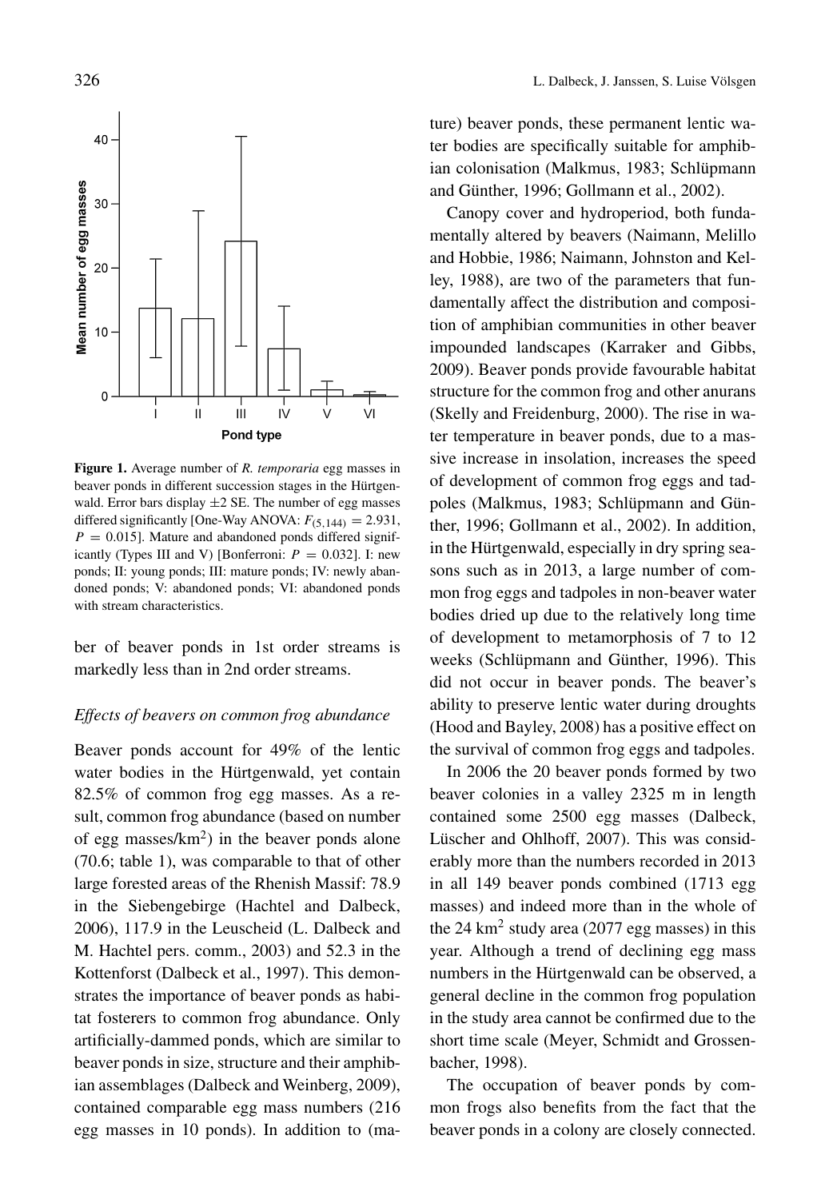**Figure 1.** Average number of *R. temporaria* egg masses in beaver ponds in different succession stages in the Hürtgenwald. Error bars display ±2 SE. The number of egg masses differed significantly [One-Way ANOVA: $F_{(5,144)} = 2.931$, $P = 0.015$]. Mature and abandoned ponds differed significantly (Types III and V) [Bonferroni: $P = 0.032$]. I: new ponds; II: young ponds; III: mature ponds; IV: newly abandoned ponds; V: abandoned ponds; VI: abandoned ponds with stream characteristics.

ber of beaver ponds in 1st order streams is markedly less than in 2nd order streams.

### *Effects of beavers on common frog abundance*

Beaver ponds account for 49% of the lentic water bodies in the Hürtgenwald, yet contain 82.5% of common frog egg masses. As a result, common frog abundance (based on number of egg masses/km$^2$) in the beaver ponds alone (70.6; table 1), was comparable to that of other large forested areas of the Rhenish Massif: 78.9 in the Siebengebirge (Hachtel and Dalbeck, 2006), 117.9 in the Leuscheid (L. Dalbeck and M. Hachtel pers. comm., 2003) and 52.3 in the Kottenforst (Dalbeck et al., 1997). This demonstrates the importance of beaver ponds as habitat fosterers to common frog abundance. Only artificially-dammed ponds, which are similar to beaver ponds in size, structure and their amphibian assemblages (Dalbeck and Weinberg, 2009), contained comparable egg mass numbers (216 egg masses in 10 ponds). In addition to (mature) beaver ponds, these permanent lentic water bodies are specifically suitable for amphibian colonisation (Malkmus, 1983; Schlüpmann and Günther, 1996; Gollmann et al., 2002).

Canopy cover and hydroperiod, both fundamentally altered by beavers (Naimann, Melillo and Hobbie, 1986; Naimann, Johnston and Kelley, 1988), are two of the parameters that fundamentally affect the distribution and composition of amphibian communities in other beaver impounded landscapes (Karraker and Gibbs, 2009). Beaver ponds provide favourable habitat structure for the common frog and other anurans (Skelly and Freidenburg, 2000). The rise in water temperature in beaver ponds, due to a massive increase in insolation, increases the speed of development of common frog eggs and tadpoles (Malkmus, 1983; Schlüpmann and Günther, 1996; Gollmann et al., 2002). In addition, in the Hürtgenwald, especially in dry spring seasons such as in 2013, a large number of common frog eggs and tadpoles in non-beaver water bodies dried up due to the relatively long time of development to metamorphosis of 7 to 12 weeks (Schlüpmann and Günther, 1996). This did not occur in beaver ponds. The beaver's ability to preserve lentic water during droughts (Hood and Bayley, 2008) has a positive effect on the survival of common frog eggs and tadpoles.

In 2006 the 20 beaver ponds formed by two beaver colonies in a valley 2325 m in length contained some 2500 egg masses (Dalbeck, Lüscher and Ohlhoff, 2007). This was considerably more than the numbers recorded in 2013 in all 149 beaver ponds combined (1713 egg masses) and indeed more than in the whole of the 24 km$^2$ study area (2077 egg masses) in this year. Although a trend of declining egg mass numbers in the Hürtgenwald can be observed, a general decline in the common frog population in the study area cannot be confirmed due to the short time scale (Meyer, Schmidt and Grossenbacher, 1998).

The occupation of beaver ponds by common frogs also benefits from the fact that the beaver ponds in a colony are closely connected.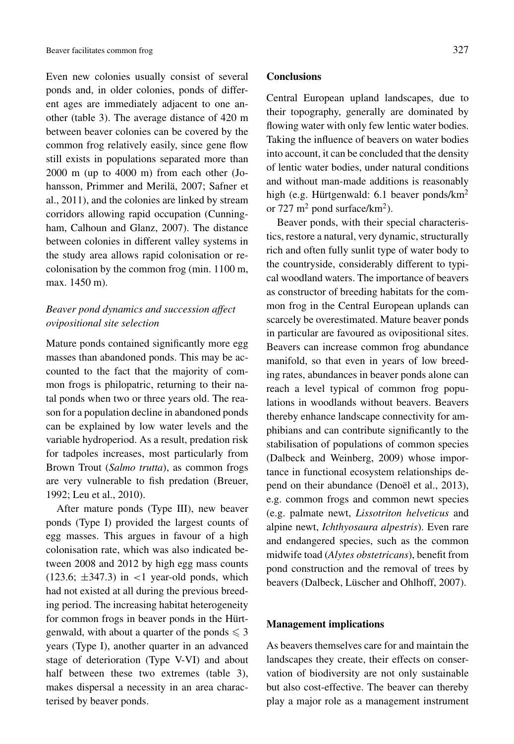Even new colonies usually consist of several ponds and, in older colonies, ponds of different ages are immediately adjacent to one another (table 3). The average distance of 420 m between beaver colonies can be covered by the common frog relatively easily, since gene flow still exists in populations separated more than 2000 m (up to 4000 m) from each other (Johansson, Primmer and Merilä, 2007; Safner et al., 2011), and the colonies are linked by stream corridors allowing rapid occupation (Cunningham, Calhoun and Glanz, 2007). The distance between colonies in different valley systems in the study area allows rapid colonisation or recolonisation by the common frog (min. 1100 m, max. 1450 m).

### *Beaver pond dynamics and succession affect ovipositional site selection*

Mature ponds contained significantly more egg masses than abandoned ponds. This may be accounted to the fact that the majority of common frogs is philopatric, returning to their natal ponds when two or three years old. The reason for a population decline in abandoned ponds can be explained by low water levels and the variable hydroperiod. As a result, predation risk for tadpoles increases, most particularly from Brown Trout (*Salmo trutta*), as common frogs are very vulnerable to fish predation (Breuer, 1992; Leu et al., 2010).

After mature ponds (Type III), new beaver ponds (Type I) provided the largest counts of egg masses. This argues in favour of a high colonisation rate, which was also indicated between 2008 and 2012 by high egg mass counts (123.6; $\pm$347.3) in $<$1 year-old ponds, which had not existed at all during the previous breeding period. The increasing habitat heterogeneity for common frogs in beaver ponds in the Hürtgenwald, with about a quarter of the ponds $\leqslant 3$ years (Type I), another quarter in an advanced stage of deterioration (Type V-VI) and about half between these two extremes (table 3), makes dispersal a necessity in an area characterised by beaver ponds.

## Conclusions

Central European upland landscapes, due to their topography, generally are dominated by flowing water with only few lentic water bodies. Taking the influence of beavers on water bodies into account, it can be concluded that the density of lentic water bodies, under natural conditions and without man-made additions is reasonably high (e.g. Hürtgenwald: 6.1 beaver ponds/km$^2$ or 727 m$^2$ pond surface/km$^2$).

Beaver ponds, with their special characteristics, restore a natural, very dynamic, structurally rich and often fully sunlit type of water body to the countryside, considerably different to typical woodland waters. The importance of beavers as constructor of breeding habitats for the common frog in the Central European uplands can scarcely be overestimated. Mature beaver ponds in particular are favoured as ovipositional sites. Beavers can increase common frog abundance manifold, so that even in years of low breeding rates, abundances in beaver ponds alone can reach a level typical of common frog populations in woodlands without beavers. Beavers thereby enhance landscape connectivity for amphibians and can contribute significantly to the stabilisation of populations of common species (Dalbeck and Weinberg, 2009) whose importance in functional ecosystem relationships depend on their abundance (Denoël et al., 2013), e.g. common frogs and common newt species (e.g. palmate newt, *Lissotriton helveticus* and alpine newt, *Ichthyosaura alpestris*). Even rare and endangered species, such as the common midwife toad (*Alytes obstetricans*), benefit from pond construction and the removal of trees by beavers (Dalbeck, Lüscher and Ohlhoff, 2007).

## Management implications

As beavers themselves care for and maintain the landscapes they create, their effects on conservation of biodiversity are not only sustainable but also cost-effective. The beaver can thereby play a major role as a management instrument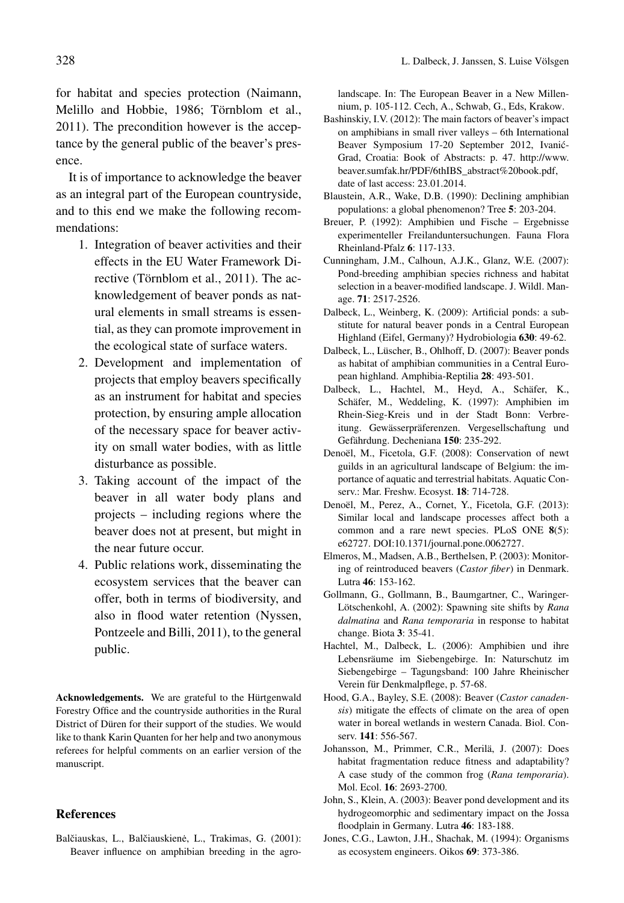for habitat and species protection (Naimann, Melillo and Hobbie, 1986; Törnblom et al., 2011). The precondition however is the acceptance by the general public of the beaver's presence.

It is of importance to acknowledge the beaver as an integral part of the European countryside, and to this end we make the following recommendations:

1. Integration of beaver activities and their effects in the EU Water Framework Directive (Törnblom et al., 2011). The acknowledgement of beaver ponds as natural elements in small streams is essential, as they can promote improvement in the ecological state of surface waters.
2. Development and implementation of projects that employ beavers specifically as an instrument for habitat and species protection, by ensuring ample allocation of the necessary space for beaver activity on small water bodies, with as little disturbance as possible.
3. Taking account of the impact of the beaver in all water body plans and projects – including regions where the beaver does not at present, but might in the near future occur.
4. Public relations work, disseminating the ecosystem services that the beaver can offer, both in terms of biodiversity, and also in flood water retention (Nyssen, Pontzeele and Billi, 2011), to the general public.

**Acknowledgements.** We are grateful to the Hürtgenwald Forestry Office and the countryside authorities in the Rural District of Düren for their support of the studies. We would like to thank Karin Quanten for her help and two anonymous referees for helpful comments on an earlier version of the manuscript.

## References

Balčiauskas, L., Balčiauskienė, L., Trakimas, G. (2001): Beaver influence on amphibian breeding in the agro-landscape. In: The European Beaver in a New Millennium, p. 105-112. Cech, A., Schwab, G., Eds, Krakow.

Bashinskiy, I.V. (2012): The main factors of beaver's impact on amphibians in small river valleys – 6th International Beaver Symposium 17-20 September 2012, Ivanić-Grad, Croatia: Book of Abstracts: p. 47. http://www.beaver.sumfak.hr/PDF/6thIBS_abstract%20book.pdf, date of last access: 23.01.2014.

Blaustein, A.R., Wake, D.B. (1990): Declining amphibian populations: a global phenomenon? Tree **5**: 203-204.

Breuer, P. (1992): Amphibien und Fische – Ergebnisse experimenteller Freilanduntersuchungen. Fauna Flora Rheinland-Pfalz **6**: 117-133.

Cunningham, J.M., Calhoun, A.J.K., Glanz, W.E. (2007): Pond-breeding amphibian species richness and habitat selection in a beaver-modified landscape. J. Wildl. Manage. **71**: 2517-2526.

Dalbeck, L., Weinberg, K. (2009): Artificial ponds: a substitute for natural beaver ponds in a Central European Highland (Eifel, Germany)? Hydrobiologia **630**: 49-62.

Dalbeck, L., Lüscher, B., Ohlhoff, D. (2007): Beaver ponds as habitat of amphibian communities in a Central European highland. Amphibia-Reptilia **28**: 493-501.

Dalbeck, L., Hachtel, M., Heyd, A., Schäfer, K., Schäfer, M., Weddeling, K. (1997): Amphibien im Rhein-Sieg-Kreis und in der Stadt Bonn: Verbreitung. Gewässerpräferenzen. Vergesellschaftung und Gefährdung. Decheniana **150**: 235-292.

Denoël, M., Ficetola, G.F. (2008): Conservation of newt guilds in an agricultural landscape of Belgium: the importance of aquatic and terrestrial habitats. Aquatic Conserv.: Mar. Freshw. Ecosyst. **18**: 714-728.

Denoël, M., Perez, A., Cornet, Y., Ficetola, G.F. (2013): Similar local and landscape processes affect both a common and a rare newt species. PLoS ONE **8**(5): e62727. DOI:10.1371/journal.pone.0062727.

Elmeros, M., Madsen, A.B., Berthelsen, P. (2003): Monitoring of reintroduced beavers (*Castor fiber*) in Denmark. Lutra **46**: 153-162.

Gollmann, G., Gollmann, B., Baumgartner, C., Waringer-Lötschenkohl, A. (2002): Spawning site shifts by *Rana dalmatina* and *Rana temporaria* in response to habitat change. Biota **3**: 35-41.

Hachtel, M., Dalbeck, L. (2006): Amphibien und ihre Lebensräume im Siebengebirge. In: Naturschutz im Siebengebirge – Tagungsband: 100 Jahre Rheinischer Verein für Denkmalpflege, p. 57-68.

Hood, G.A., Bayley, S.E. (2008): Beaver (*Castor canadensis*) mitigate the effects of climate on the area of open water in boreal wetlands in western Canada. Biol. Conserv. **141**: 556-567.

Johansson, M., Primmer, C.R., Merilä, J. (2007): Does habitat fragmentation reduce fitness and adaptability? A case study of the common frog (*Rana temporaria*). Mol. Ecol. **16**: 2693-2700.

John, S., Klein, A. (2003): Beaver pond development and its hydrogeomorphic and sedimentary impact on the Jossa floodplain in Germany. Lutra **46**: 183-188.

Jones, C.G., Lawton, J.H., Shachak, M. (1994): Organisms as ecosystem engineers. Oikos **69**: 373-386.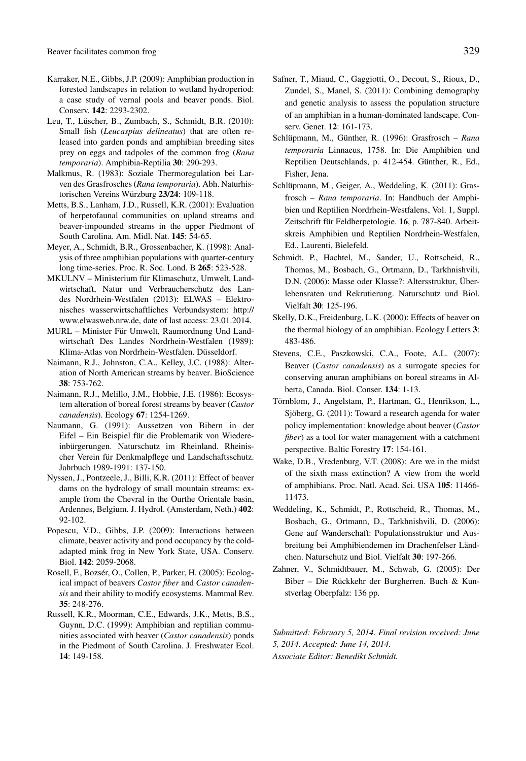Karraker, N.E., Gibbs, J.P. (2009): Amphibian production in forested landscapes in relation to wetland hydroperiod: a case study of vernal pools and beaver ponds. Biol. Conserv. **142**: 2293-2302.

Leu, T., Lüscher, B., Zumbach, S., Schmidt, B.R. (2010): Small fish (*Leucaspius delineatus*) that are often released into garden ponds and amphibian breeding sites prey on eggs and tadpoles of the common frog (*Rana temporaria*). Amphibia-Reptilia **30**: 290-293.

Malkmus, R. (1983): Soziale Thermoregulation bei Larven des Grasfrosches (*Rana temporaria*). Abh. Naturhistorischen Vereins Würzburg **23/24**: 109-118.

Metts, B.S., Lanham, J.D., Russell, K.R. (2001): Evaluation of herpetofaunal communities on upland streams and beaver-impounded streams in the upper Piedmont of South Carolina. Am. Midl. Nat. **145**: 54-65.

Meyer, A., Schmidt, B.R., Grossenbacher, K. (1998): Analysis of three amphibian populations with quarter-century long time-series. Proc. R. Soc. Lond. B **265**: 523-528.

MKULNV – Ministerium für Klimaschutz, Umwelt, Landwirtschaft, Natur und Verbraucherschutz des Landes Nordrhein-Westfalen (2013): ELWAS – Elektronisches wasserwirtschaftliches Verbundsystem: http://www.elwasweb.nrw.de, date of last access: 23.01.2014.

MURL – Minister Für Umwelt, Raumordnung Und Landwirtschaft Des Landes Nordrhein-Westfalen (1989): Klima-Atlas von Nordrhein-Westfalen. Düsseldorf.

Naimann, R.J., Johnston, C.A., Kelley, J.C. (1988): Alteration of North American streams by beaver. BioScience **38**: 753-762.

Naimann, R.J., Melillo, J.M., Hobbie, J.E. (1986): Ecosystem alteration of boreal forest streams by beaver (*Castor canadensis*). Ecology **67**: 1254-1269.

Naumann, G. (1991): Aussetzen von Bibern in der Eifel – Ein Beispiel für die Problematik von Wiedereinbürgerungen. Naturschutz im Rheinland. Rheinischer Verein für Denkmalpflege und Landschaftsschutz. Jahrbuch 1989-1991: 137-150.

Nyssen, J., Pontzeele, J., Billi, K.R. (2011): Effect of beaver dams on the hydrology of small mountain streams: example from the Chevral in the Ourthe Orientale basin, Ardennes, Belgium. J. Hydrol. (Amsterdam, Neth.) **402**: 92-102.

Popescu, V.D., Gibbs, J.P. (2009): Interactions between climate, beaver activity and pond occupancy by the cold-adapted mink frog in New York State, USA. Conserv. Biol. **142**: 2059-2068.

Rosell, F., Bozsér, O., Collen, P., Parker, H. (2005): Ecological impact of beavers *Castor fiber* and *Castor canadensis* and their ability to modify ecosystems. Mammal Rev. **35**: 248-276.

Russell, K.R., Moorman, C.E., Edwards, J.K., Metts, B.S., Guynn, D.C. (1999): Amphibian and reptilian communities associated with beaver (*Castor canadensis*) ponds in the Piedmont of South Carolina. J. Freshwater Ecol. **14**: 149-158.

Safner, T., Miaud, C., Gaggiotti, O., Decout, S., Rioux, D., Zundel, S., Manel, S. (2011): Combining demography and genetic analysis to assess the population structure of an amphibian in a human-dominated landscape. Conserv. Genet. **12**: 161-173.

Schlüpmann, M., Günther, R. (1996): Grasfrosch – *Rana temporaria* Linnaeus, 1758. In: Die Amphibien und Reptilien Deutschlands, p. 412-454. Günther, R., Ed., Fisher, Jena.

Schlüpmann, M., Geiger, A., Weddeling, K. (2011): Grasfrosch – *Rana temporaria*. In: Handbuch der Amphibien und Reptilien Nordrhein-Westfalens, Vol. 1, Suppl. Zeitschrift für Feldherpetologie. **16**, p. 787-840. Arbeitskreis Amphibien und Reptilien Nordrhein-Westfalen, Ed., Laurenti, Bielefeld.

Schmidt, P., Hachtel, M., Sander, U., Rottscheid, R., Thomas, M., Bosbach, G., Ortmann, D., Tarkhnishvili, D.N. (2006): Masse oder Klasse?: Altersstruktur, Überlebensraten und Rekrutierung. Naturschutz und Biol. Vielfalt **30**: 125-196.

Skelly, D.K., Freidenburg, L.K. (2000): Effects of beaver on the thermal biology of an amphibian. Ecology Letters **3**: 483-486.

Stevens, C.E., Paszkowski, C.A., Foote, A.L. (2007): Beaver (*Castor canadensis*) as a surrogate species for conserving anuran amphibians on boreal streams in Alberta, Canada. Biol. Conser. **134**: 1-13.

Törnblom, J., Angelstam, P., Hartman, G., Henrikson, L., Sjöberg, G. (2011): Toward a research agenda for water policy implementation: knowledge about beaver (*Castor fiber*) as a tool for water management with a catchment perspective. Baltic Forestry **17**: 154-161.

Wake, D.B., Vredenburg, V.T. (2008): Are we in the midst of the sixth mass extinction? A view from the world of amphibians. Proc. Natl. Acad. Sci. USA **105**: 11466-11473.

Weddeling, K., Schmidt, P., Rottscheid, R., Thomas, M., Bosbach, G., Ortmann, D., Tarkhnishvili, D. (2006): Gene auf Wanderschaft: Populationsstruktur und Ausbreitung bei Amphibiendemen im Drachenfelser Ländchen. Naturschutz und Biol. Vielfalt **30**: 197-266.

Zahner, V., Schmidtbauer, M., Schwab, G. (2005): Der Biber – Die Rückkehr der Burgherren. Buch & Kunstverlag Oberpfalz: 136 pp.

*Submitted: February 5, 2014. Final revision received: June 5, 2014. Accepted: June 14, 2014.*
*Associate Editor: Benedikt Schmidt.*